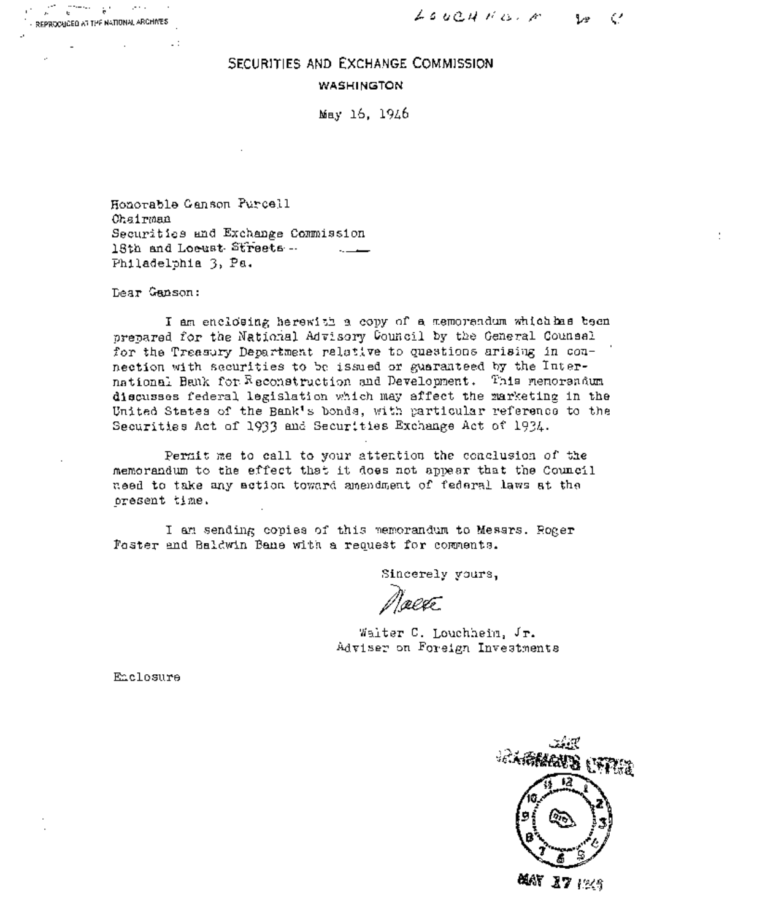SECURITIES AND EXCHANGE COMMISSION

WASHINGTON

May 16, 1946

Honorable Ganson Purcell
Chairman
Securities and Exchange Commission
18th and Locust Streets
Philadelphia 3, Pa.

Dear Ganson:

I am enclosing herewith a copy of a memorandum which has been prepared for the National Advisory Council by the General Counsel for the Treasury Department relative to questions arising in connection with securities to be issued or guaranteed by the International Bank for Reconstruction and Development. This memorandum discusses federal legislation which may affect the marketing in the United States of the Bank's bonds, with particular reference to the Securities Act of 1933 and Securities Exchange Act of 1934.

Permit me to call to your attention the conclusion of the memorandum to the effect that it does not appear that the Council need to take any action toward amendment of federal laws at the present time.

I am sending copies of this memorandum to Messrs. Roger Foster and Baldwin Bane with a request for comments.

Sincerely yours,

Walter C. Louchheim, Jr.
Adviser on Foreign Investments

Enclosure

CHAIRMAN'S OFFICE
MAY 17 1946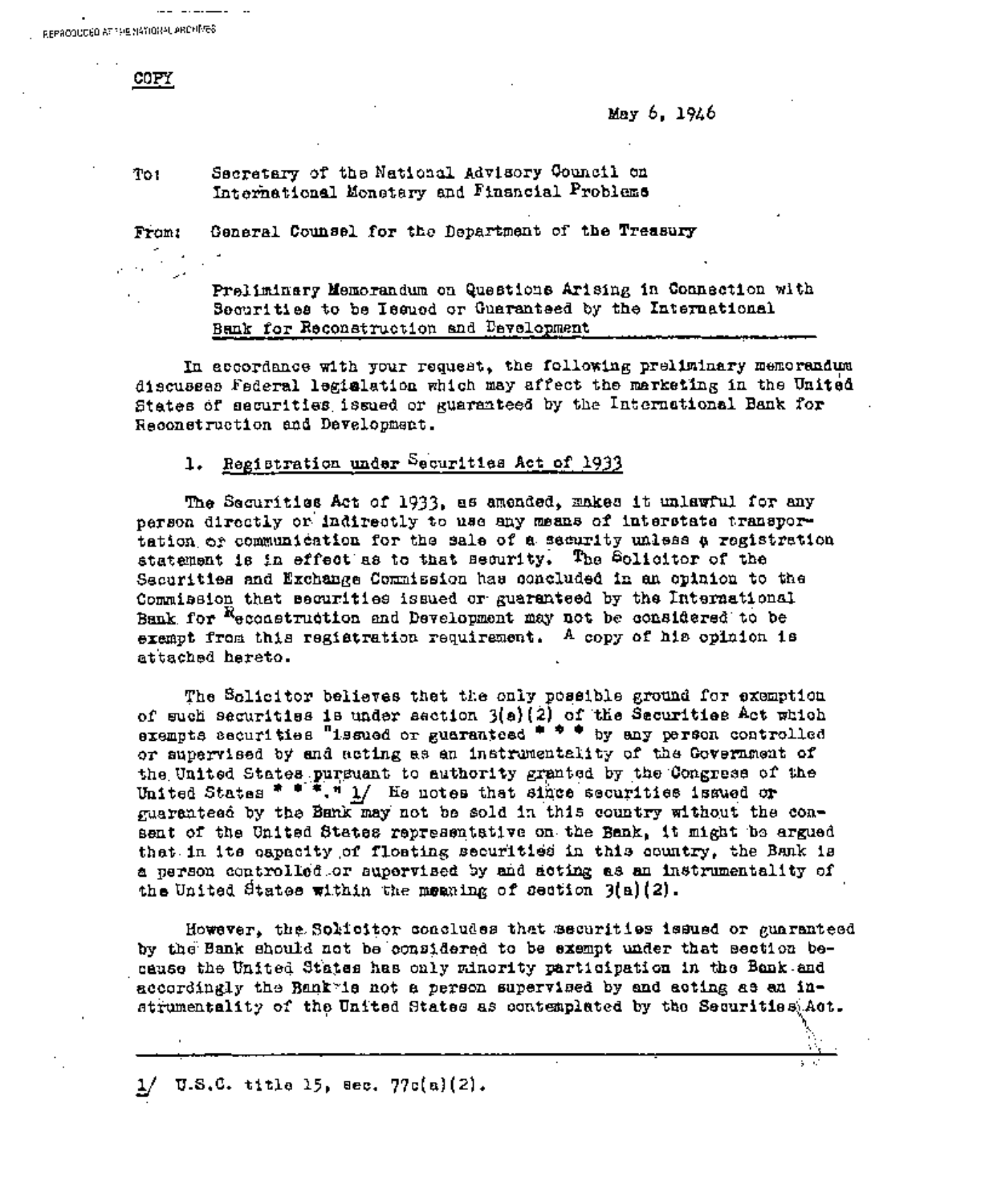COPY

May 6, 1946

To: Secretary of the National Advisory Council on International Monetary and Financial Problems

From: General Counsel for the Department of the Treasury

Preliminary Memorandum on Questions Arising in Connection with Securities to be Issued or Guaranteed by the International Bank for Reconstruction and Development

In accordance with your request, the following preliminary memorandum discusses Federal legislation which may affect the marketing in the United States of securities issued or guaranteed by the International Bank for Reconstruction and Development.

1. Registration under Securities Act of 1933

The Securities Act of 1933, as amended, makes it unlawful for any person directly or indirectly to use any means of interstate transportation or communication for the sale of a security unless a registration statement is in effect as to that security. The Solicitor of the Securities and Exchange Commission has concluded in an opinion to the Commission that securities issued or guaranteed by the International Bank for Reconstruction and Development may not be considered to be exempt from this registration requirement. A copy of his opinion is attached hereto.

The Solicitor believes that the only possible ground for exemption of such securities is under section 3(a)(2) of the Securities Act which exempts securities "issued or guaranteed * * * by any person controlled or supervised by and acting as an instrumentality of the Government of the United States pursuant to authority granted by the Congress of the United States * * *." 1/ He notes that since securities issued or guaranteed by the Bank may not be sold in this country without the consent of the United States representative on the Bank, it might be argued that in its capacity of floating securities in this country, the Bank is a person controlled or supervised by and acting as an instrumentality of the United States within the meaning of section 3(a)(2).

However, the Solicitor concludes that securities issued or guaranteed by the Bank should not be considered to be exempt under that section because the United States has only minority participation in the Bank and accordingly the Bank is not a person supervised by and acting as an instrumentality of the United States as contemplated by the Securities Act.

---

1/ U.S.C. title 15, sec. 77c(a)(2).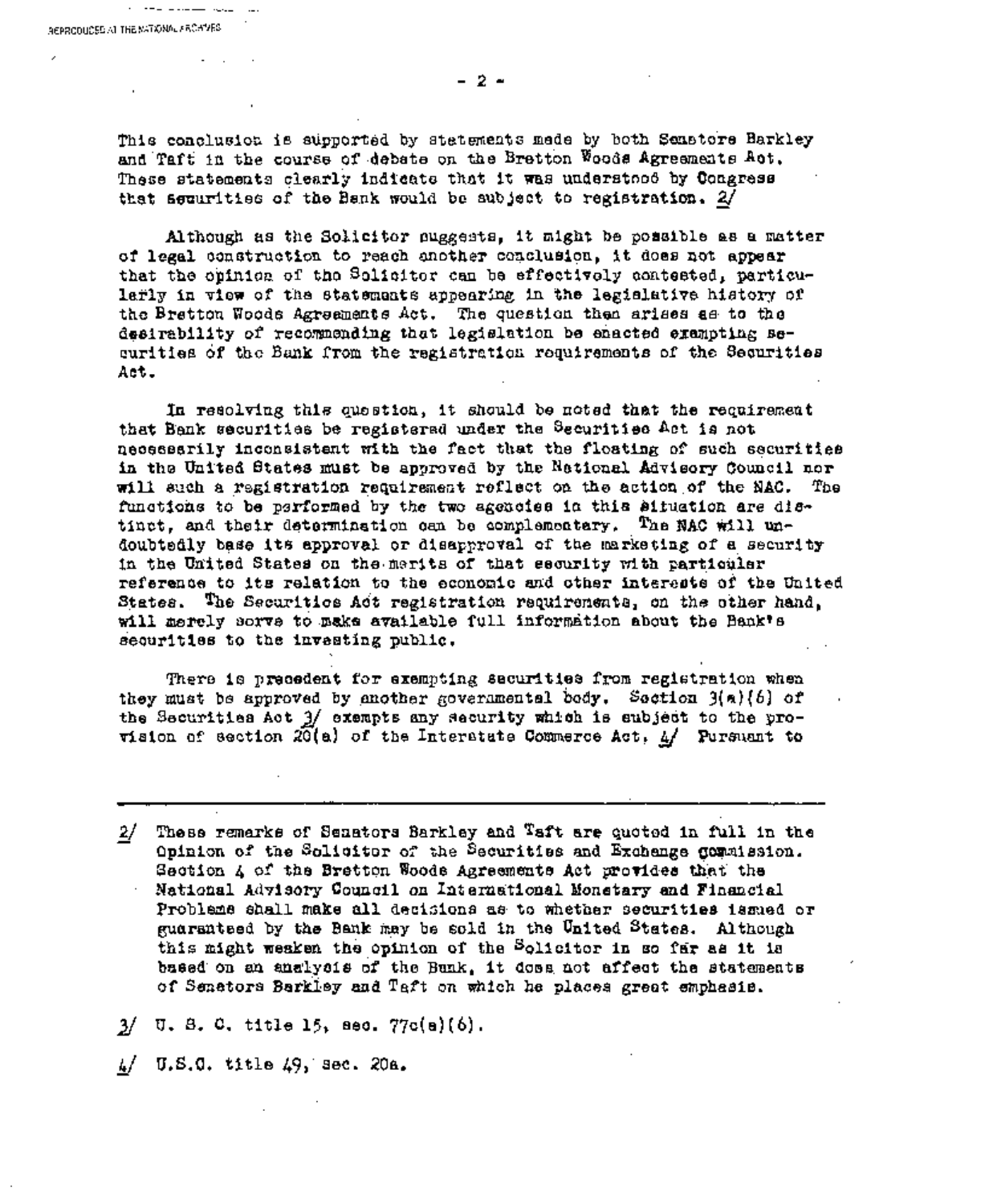This conclusion is supported by statements made by both Senators Barkley and Taft in the course of debate on the Bretton Woods Agreements Act. These statements clearly indicate that it was understood by Congress that securities of the Bank would be subject to registration. 2/

Although as the Solicitor suggests, it might be possible as a matter of legal construction to reach another conclusion, it does not appear that the opinion of the Solicitor can be effectively contested, particularly in view of the statements appearing in the legislative history of the Bretton Woods Agreements Act. The question then arises as to the desirability of recommending that legislation be enacted exempting securities of the Bank from the registration requirements of the Securities Act.

In resolving this question, it should be noted that the requirement that Bank securities be registered under the Securities Act is not necessarily inconsistent with the fact that the floating of such securities in the United States must be approved by the National Advisory Council nor will such a registration requirement reflect on the action of the NAC. The functions to be performed by the two agencies in this situation are distinct, and their determination can be complementary. The NAC will undoubtedly base its approval or disapproval of the marketing of a security in the United States on the merits of that security with particular reference to its relation to the economic and other interests of the United States. The Securities Act registration requirements, on the other hand, will merely serve to make available full information about the Bank's securities to the investing public.

There is precedent for exempting securities from registration when they must be approved by another governmental body. Section 3(a)(6) of the Securities Act 3/ exempts any security which is subject to the provision of section 20(a) of the Interstate Commerce Act. 4/ Pursuant to

---

2/ These remarks of Senators Barkley and Taft are quoted in full in the Opinion of the Solicitor of the Securities and Exchange Commission. Section 4 of the Bretton Woods Agreements Act provides that the National Advisory Council on International Monetary and Financial Problems shall make all decisions as to whether securities issued or guaranteed by the Bank may be sold in the United States. Although this might weaken the opinion of the Solicitor in so far as it is based on an analysis of the Bank, it does not affect the statements of Senators Barkley and Taft on which he places great emphasis.

3/ U. S. C. title 15, sec. 77c(a)(6).

4/ U.S.C. title 49, sec. 20a.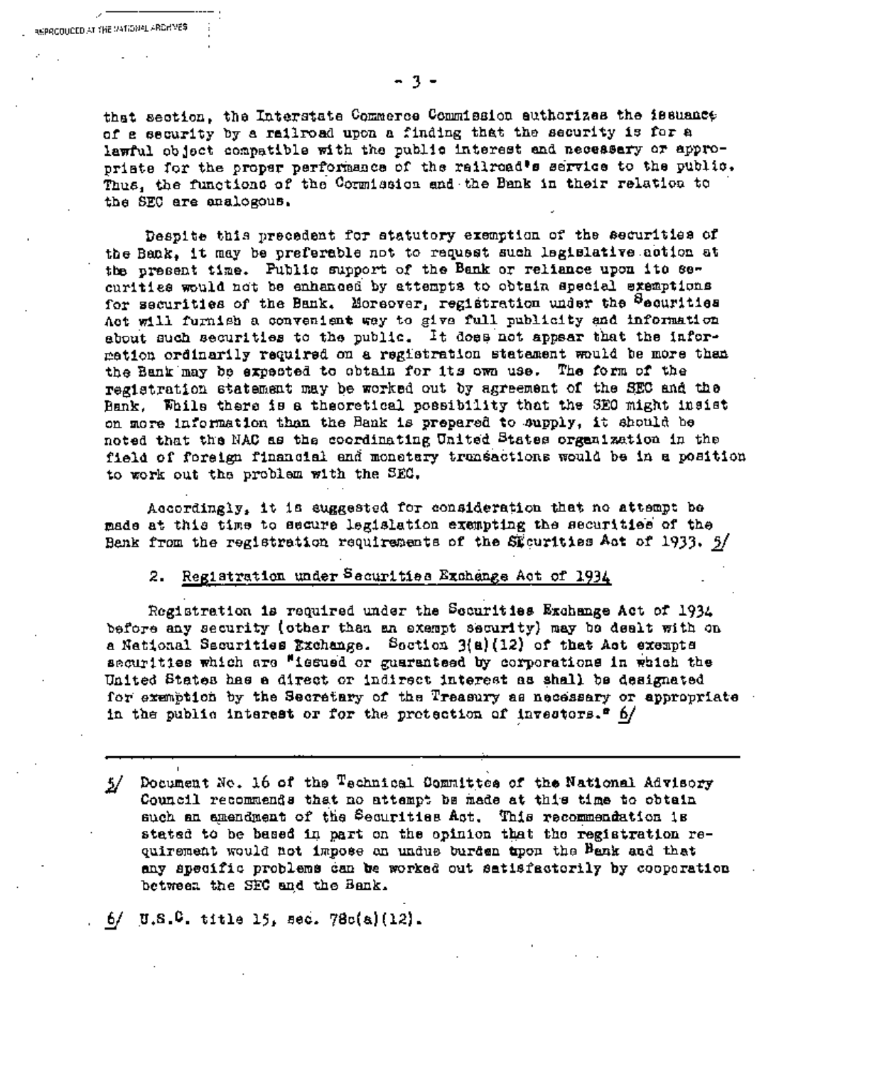that section, the Interstate Commerce Commission authorizes the issuance of a security by a railroad upon a finding that the security is for a lawful object compatible with the public interest and necessary or appropriate for the proper performance of the railroad's service to the public. Thus, the functions of the Commission and the Bank in their relation to the SEC are analogous.

Despite this precedent for statutory exemption of the securities of the Bank, it may be preferable not to request such legislative action at the present time. Public support of the Bank or reliance upon its securities would not be enhanced by attempts to obtain special exemptions for securities of the Bank. Moreover, registration under the Securities Act will furnish a convenient way to give full publicity and information about such securities to the public. It does not appear that the information ordinarily required on a registration statement would be more than the Bank may be expected to obtain for its own use. The form of the registration statement may be worked out by agreement of the SEC and the Bank. While there is a theoretical possibility that the SEC might insist on more information than the Bank is prepared to supply, it should be noted that the NAC as the coordinating United States organization in the field of foreign financial and monetary transactions would be in a position to work out the problem with the SEC.

Accordingly, it is suggested for consideration that no attempt be made at this time to secure legislation exempting the securities of the Bank from the registration requirements of the Securities Act of 1933. 5/

2. Registration under Securities Exchange Act of 1934

Registration is required under the Securities Exchange Act of 1934 before any security (other than an exempt security) may be dealt with on a National Securities Exchange. Section 3(a)(12) of that Act exempts securities which are "issued or guaranteed by corporations in which the United States has a direct or indirect interest as shall be designated for exemption by the Secretary of the Treasury as necessary or appropriate in the public interest or for the protection of investors." 6/

---

5/ Document No. 16 of the Technical Committee of the National Advisory Council recommends that no attempt be made at this time to obtain such an amendment of the Securities Act. This recommendation is stated to be based in part on the opinion that the registration requirement would not impose an undue burden upon the Bank and that any specific problems can be worked out satisfactorily by cooperation between the SEC and the Bank.

6/ U.S.C. title 15, sec. 78c(a)(12).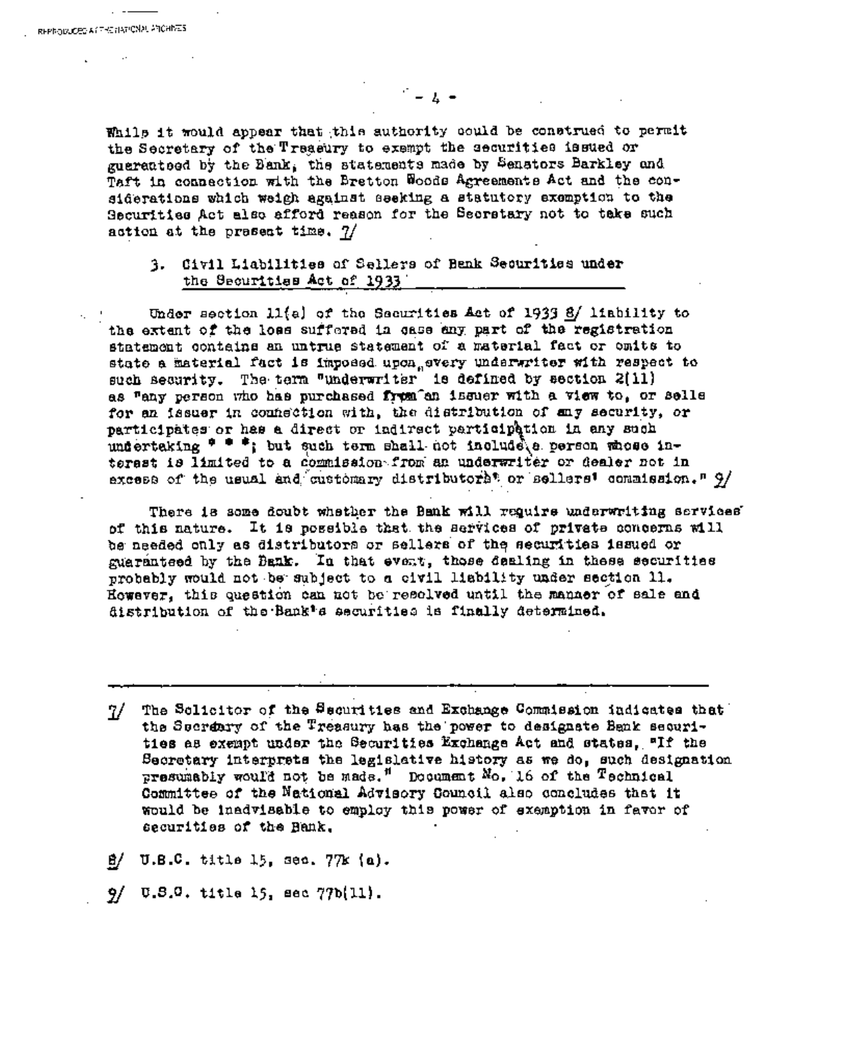While it would appear that this authority could be construed to permit the Secretary of the Treasury to exempt the securities issued or guaranteed by the Bank, the statements made by Senators Barkley and Taft in connection with the Bretton Woods Agreements Act and the considerations which weigh against seeking a statutory exemption to the Securities Act also afford reason for the Secretary not to take such action at the present time. 7/

3. Civil Liabilities of Sellers of Bank Securities under the Securities Act of 1933

Under section 11(a) of the Securities Act of 1933 8/ liability to the extent of the loss suffered in case any part of the registration statement contains an untrue statement of a material fact or omits to state a material fact is imposed upon every underwriter with respect to such security. The term "underwriter" is defined by section 2(11) as "any person who has purchased from an issuer with a view to, or sells for an issuer in connection with, the distribution of any security, or participates or has a direct or indirect participation in any such undertaking * * *; but such term shall not include a person whose interest is limited to a commission from an underwriter or dealer not in excess of the usual and customary distributors' or sellers' commission." 9/

There is some doubt whether the Bank will require underwriting services of this nature. It is possible that the services of private concerns will be needed only as distributors or sellers of the securities issued or guaranteed by the Bank. In that event, those dealing in these securities probably would not be subject to a civil liability under section 11. However, this question can not be resolved until the manner of sale and distribution of the Bank's securities is finally determined.

---

7/ The Solicitor of the Securities and Exchange Commission indicates that the Secretary of the Treasury has the power to designate Bank securities as exempt under the Securities Exchange Act and states, "If the Secretary interprets the legislative history as we do, such designation presumably would not be made." Document No. 16 of the Technical Committee of the National Advisory Council also concludes that it would be inadvisable to employ this power of exemption in favor of securities of the Bank.

8/ U.S.C. title 15, sec. 77k (a).

9/ U.S.C. title 15, sec 77b(11).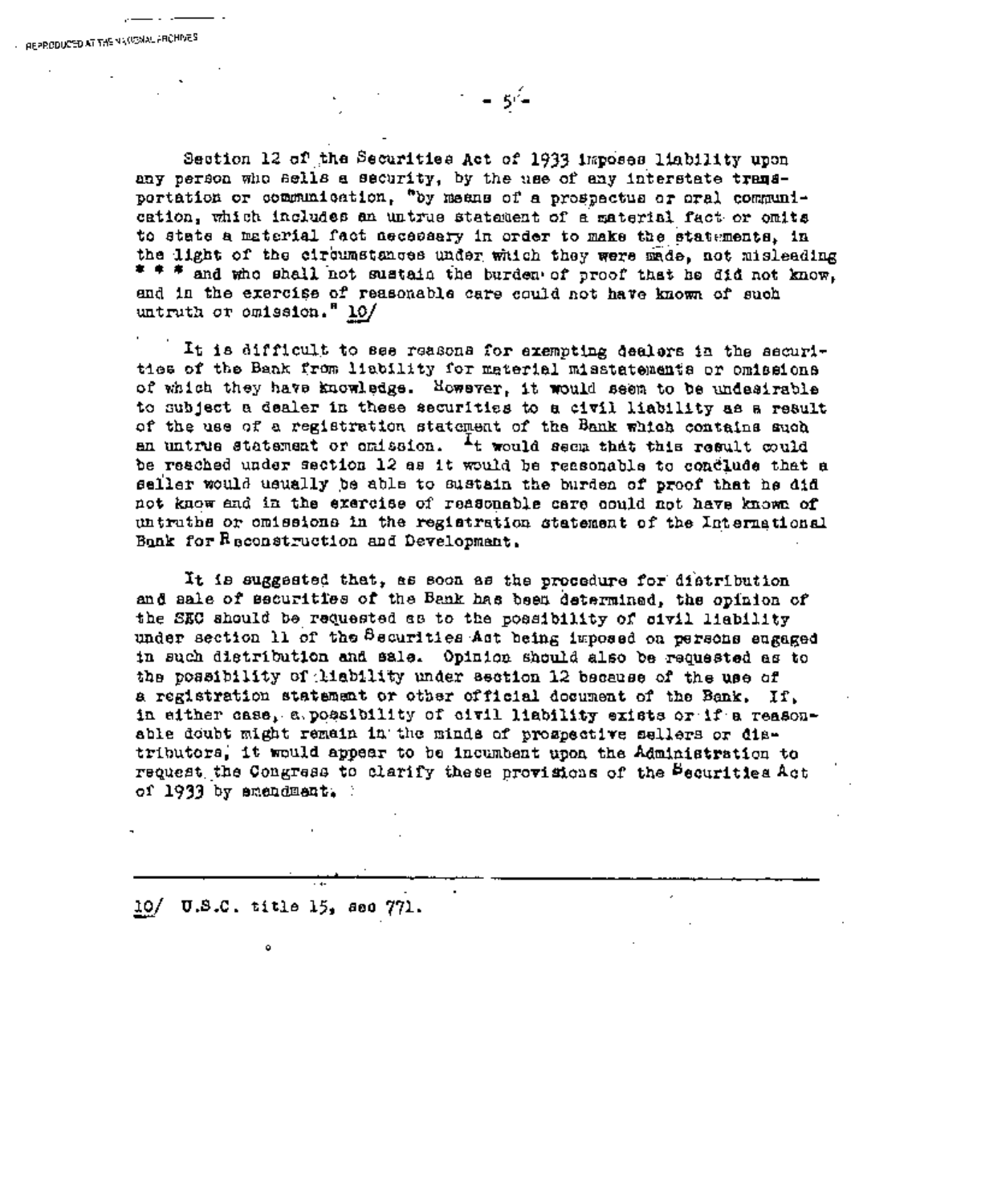Section 12 of the Securities Act of 1933 imposes liability upon any person who sells a security, by the use of any interstate transportation or communication, "by means of a prospectus or oral communication, which includes an untrue statement of a material fact or omits to state a material fact necessary in order to make the statements, in the light of the circumstances under which they were made, not misleading * * * and who shall not sustain the burden of proof that he did not know, and in the exercise of reasonable care could not have known of such untruth or omission." 10/

It is difficult to see reasons for exempting dealers in the securities of the Bank from liability for material misstatements or omissions of which they have knowledge. However, it would seem to be undesirable to subject a dealer in these securities to a civil liability as a result of the use of a registration statement of the Bank which contains such an untrue statement or omission. It would seem that this result could be reached under section 12 as it would be reasonable to conclude that a seller would usually be able to sustain the burden of proof that he did not know and in the exercise of reasonable care could not have known of untruths or omissions in the registration statement of the International Bank for Reconstruction and Development.

It is suggested that, as soon as the procedure for distribution and sale of securities of the Bank has been determined, the opinion of the SEC should be requested as to the possibility of civil liability under section 11 of the Securities Act being imposed on persons engaged in such distribution and sale. Opinion should also be requested as to the possibility of liability under section 12 because of the use of a registration statement or other official document of the Bank. If, in either case, a possibility of civil liability exists or if a reasonable doubt might remain in the minds of prospective sellers or distributors, it would appear to be incumbent upon the Administration to request the Congress to clarify these provisions of the Securities Act of 1933 by amendment.

---

10/ U.S.C. title 15, sec 77l.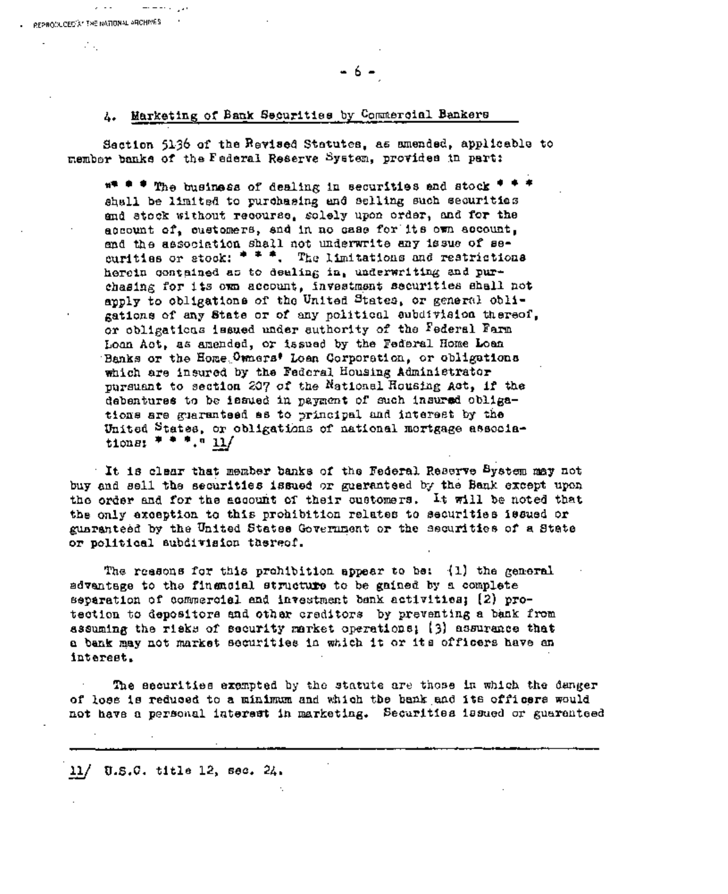## 4. Marketing of Bank Securities by Commercial Bankers

Section 5136 of the Revised Statutes, as amended, applicable to member banks of the Federal Reserve System, provides in part:

> "* * * The business of dealing in securities and stock * * * shall be limited to purchasing and selling such securities and stock without recourse, solely upon order, and for the account of, customers, and in no case for its own account, and the association shall not underwrite any issue of securities or stock: * * *. The limitations and restrictions herein contained as to dealing in, underwriting and purchasing for its own account, investment securities shall not apply to obligations of the United States, or general obligations of any State or of any political subdivision thereof, or obligations issued under authority of the Federal Farm Loan Act, as amended, or issued by the Federal Home Loan Banks or the Home Owners' Loan Corporation, or obligations which are insured by the Federal Housing Administrator pursuant to section 207 of the National Housing Act, if the debentures to be issued in payment of such insured obligations are guaranteed as to principal and interest by the United States, or obligations of national mortgage associations: * * *." 11/

It is clear that member banks of the Federal Reserve System may not buy and sell the securities issued or guaranteed by the Bank except upon the order and for the account of their customers. It will be noted that the only exception to this prohibition relates to securities issued or guaranteed by the United States Government or the securities of a State or political subdivision thereof.

The reasons for this prohibition appear to be: (1) the general advantage to the financial structure to be gained by a complete separation of commercial and investment bank activities; (2) protection to depositors and other creditors by preventing a bank from assuming the risks of security market operations; (3) assurance that a bank may not market securities in which it or its officers have an interest.

The securities exempted by the statute are those in which the danger of loss is reduced to a minimum and which the bank and its officers would not have a personal interest in marketing. Securities issued or guaranteed

---

11/ U.S.C. title 12, sec. 24.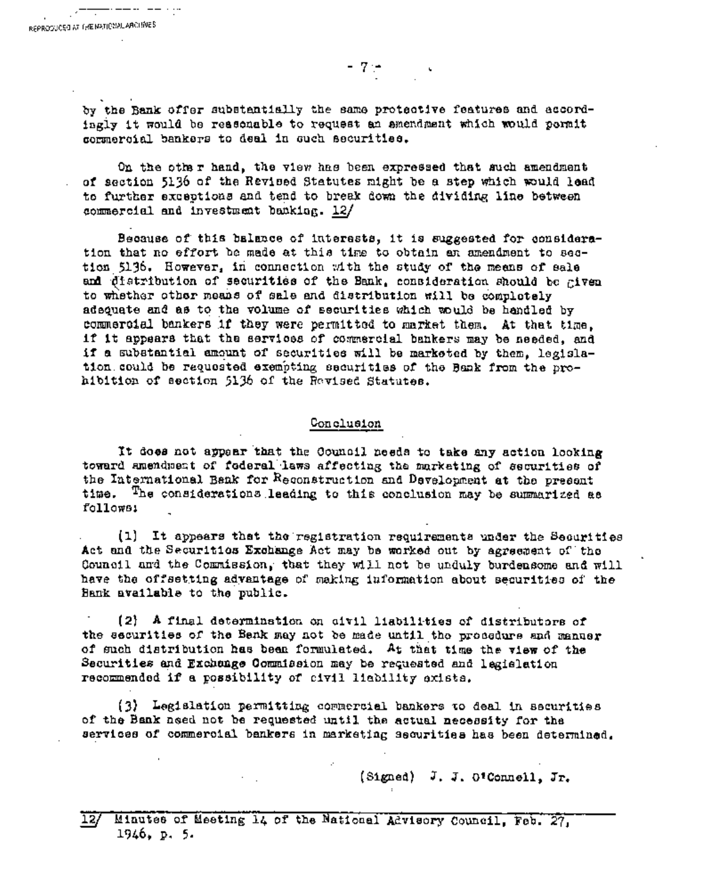by the Bank offer substantially the same protective features and accordingly it would be reasonable to request an amendment which would permit commercial bankers to deal in such securities.

On the other hand, the view has been expressed that such amendment of section 5136 of the Revised Statutes might be a step which would lead to further exceptions and tend to break down the dividing line between commercial and investment banking. 12/

Because of this balance of interests, it is suggested for consideration that no effort be made at this time to obtain an amendment to section 5136. However, in connection with the study of the means of sale and distribution of securities of the Bank, consideration should be given to whether other means of sale and distribution will be completely adequate and as to the volume of securities which would be handled by commercial bankers if they were permitted to market them. At that time, if it appears that the services of commercial bankers may be needed, and if a substantial amount of securities will be marketed by them, legislation could be requested exempting securities of the Bank from the prohibition of section 5136 of the Revised Statutes.

## Conclusion

It does not appear that the Council needs to take any action looking toward amendment of federal laws affecting the marketing of securities of the International Bank for Reconstruction and Development at the present time. The considerations leading to this conclusion may be summarized as follows:

(1) It appears that the registration requirements under the Securities Act and the Securities Exchange Act may be worked out by agreement of the Council and the Commission, that they will not be unduly burdensome and will have the offsetting advantage of making information about securities of the Bank available to the public.

(2) A final determination on civil liabilities of distributors of the securities of the Bank may not be made until the procedure and manner of such distribution has been formulated. At that time the view of the Securities and Exchange Commission may be requested and legislation recommended if a possibility of civil liability exists.

(3) Legislation permitting commercial bankers to deal in securities of the Bank need not be requested until the actual necessity for the services of commercial bankers in marketing securities has been determined.

(Signed) J. J. O'Connell, Jr.

---

12/ Minutes of Meeting 14 of the National Advisory Council, Feb. 27, 1946, p. 5.